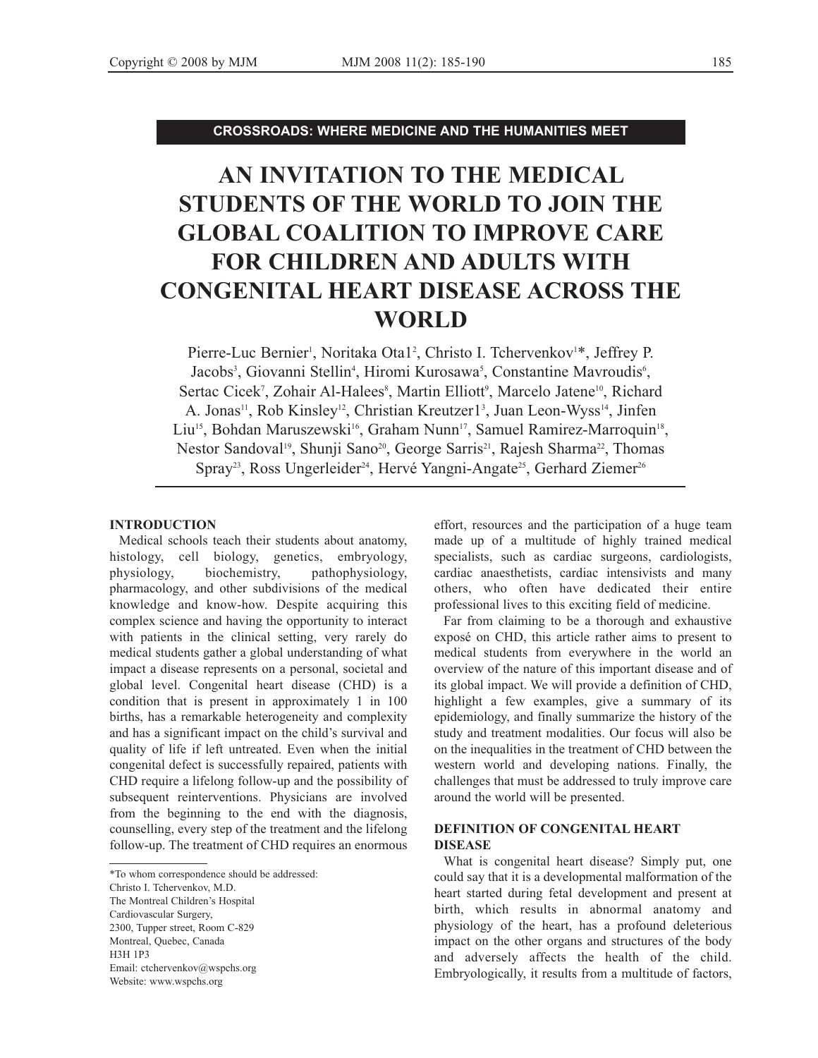**CROSSROADS: WHERE MEDICINE AND THE HUMANITIES MEET**

# AN INVITATION TO THE MEDICAL STUDENTS OF THE WORLD TO JOIN THE GLOBAL COALITION TO IMPROVE CARE FOR CHILDREN AND ADULTS WITH CONGENITAL HEART DISEASE ACROSS THE WORLD

Pierre-Luc Bernier[1], Noritaka Ota1[2], Christo I. Tchervenkov[1]*, Jeffrey P. Jacobs[3], Giovanni Stellin[4], Hiromi Kurosawa[5], Constantine Mavroudis[6], Sertac Cicek[7], Zohair Al-Halees[8], Martin Elliott[9], Marcelo Jatene[10], Richard A. Jonas[11], Rob Kinsley[12], Christian Kreutzer1[3], Juan Leon-Wyss[14], Jinfen Liu[15], Bohdan Maruszewski[16], Graham Nunn[17], Samuel Ramirez-Marroquin[18], Nestor Sandoval[19], Shunji Sano[20], George Sarris[21], Rajesh Sharma[22], Thomas Spray[23], Ross Ungerleider[24], Hervé Yangni-Angate[25], Gerhard Ziemer[26]

## INTRODUCTION

Medical schools teach their students about anatomy, histology, cell biology, genetics, embryology, physiology, biochemistry, pathophysiology, pharmacology, and other subdivisions of the medical knowledge and know-how. Despite acquiring this complex science and having the opportunity to interact with patients in the clinical setting, very rarely do medical students gather a global understanding of what impact a disease represents on a personal, societal and global level. Congenital heart disease (CHD) is a condition that is present in approximately 1 in 100 births, has a remarkable heterogeneity and complexity and has a significant impact on the child's survival and quality of life if left untreated. Even when the initial congenital defect is successfully repaired, patients with CHD require a lifelong follow-up and the possibility of subsequent reinterventions. Physicians are involved from the beginning to the end with the diagnosis, counselling, every step of the treatment and the lifelong follow-up. The treatment of CHD requires an enormous effort, resources and the participation of a huge team made up of a multitude of highly trained medical specialists, such as cardiac surgeons, cardiologists, cardiac anaesthetists, cardiac intensivists and many others, who often have dedicated their entire professional lives to this exciting field of medicine.

Far from claiming to be a thorough and exhaustive exposé on CHD, this article rather aims to present to medical students from everywhere in the world an overview of the nature of this important disease and of its global impact. We will provide a definition of CHD, highlight a few examples, give a summary of its epidemiology, and finally summarize the history of the study and treatment modalities. Our focus will also be on the inequalities in the treatment of CHD between the western world and developing nations. Finally, the challenges that must be addressed to truly improve care around the world will be presented.

## DEFINITION OF CONGENITAL HEART DISEASE

What is congenital heart disease? Simply put, one could say that it is a developmental malformation of the heart started during fetal development and present at birth, which results in abnormal anatomy and physiology of the heart, has a profound deleterious impact on the other organs and structures of the body and adversely affects the health of the child. Embryologically, it results from a multitude of factors,

---

*To whom correspondence should be addressed:
Christo I. Tchervenkov, M.D.
The Montreal Children's Hospital
Cardiovascular Surgery,
2300, Tupper street, Room C-829
Montreal, Quebec, Canada
H3H 1P3
Email: ctchervenkov@wspchs.org
Website: www.wspchs.org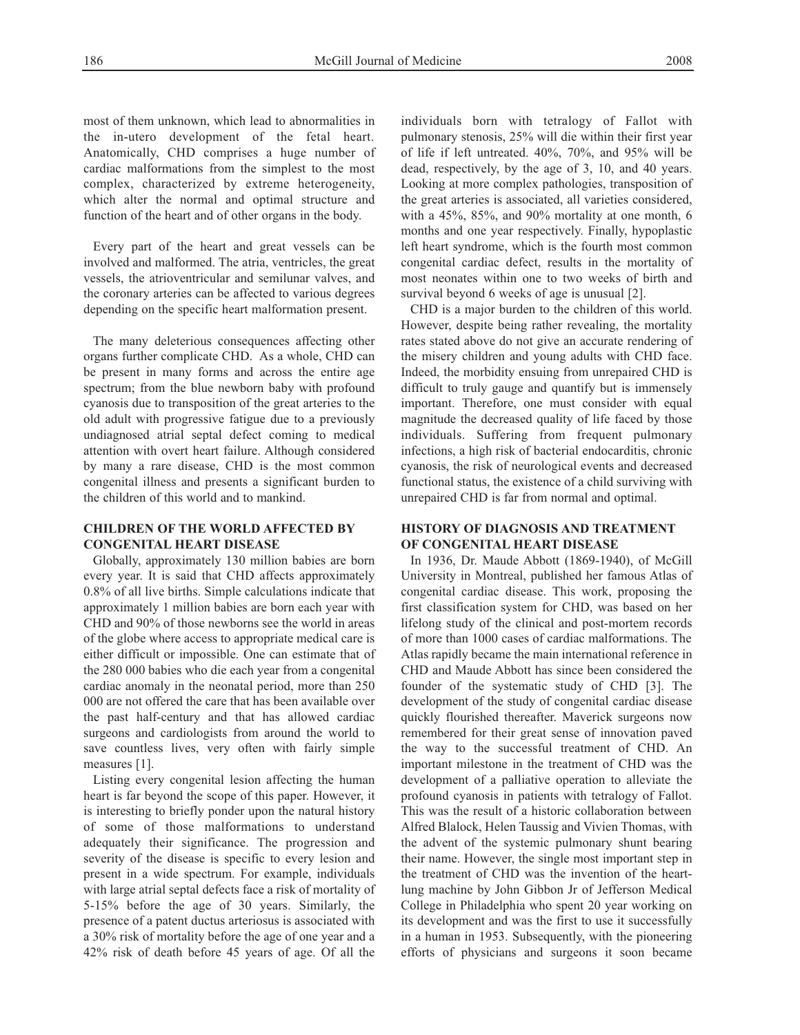most of them unknown, which lead to abnormalities in the in-utero development of the fetal heart. Anatomically, CHD comprises a huge number of cardiac malformations from the simplest to the most complex, characterized by extreme heterogeneity, which alter the normal and optimal structure and function of the heart and of other organs in the body.

Every part of the heart and great vessels can be involved and malformed. The atria, ventricles, the great vessels, the atrioventricular and semilunar valves, and the coronary arteries can be affected to various degrees depending on the specific heart malformation present.

The many deleterious consequences affecting other organs further complicate CHD. As a whole, CHD can be present in many forms and across the entire age spectrum; from the blue newborn baby with profound cyanosis due to transposition of the great arteries to the old adult with progressive fatigue due to a previously undiagnosed atrial septal defect coming to medical attention with overt heart failure. Although considered by many a rare disease, CHD is the most common congenital illness and presents a significant burden to the children of this world and to mankind.

## CHILDREN OF THE WORLD AFFECTED BY CONGENITAL HEART DISEASE

Globally, approximately 130 million babies are born every year. It is said that CHD affects approximately 0.8% of all live births. Simple calculations indicate that approximately 1 million babies are born each year with CHD and 90% of those newborns see the world in areas of the globe where access to appropriate medical care is either difficult or impossible. One can estimate that of the 280 000 babies who die each year from a congenital cardiac anomaly in the neonatal period, more than 250 000 are not offered the care that has been available over the past half-century and that has allowed cardiac surgeons and cardiologists from around the world to save countless lives, very often with fairly simple measures [1].

Listing every congenital lesion affecting the human heart is far beyond the scope of this paper. However, it is interesting to briefly ponder upon the natural history of some of those malformations to understand adequately their significance. The progression and severity of the disease is specific to every lesion and present in a wide spectrum. For example, individuals with large atrial septal defects face a risk of mortality of 5-15% before the age of 30 years. Similarly, the presence of a patent ductus arteriosus is associated with a 30% risk of mortality before the age of one year and a 42% risk of death before 45 years of age. Of all the individuals born with tetralogy of Fallot with pulmonary stenosis, 25% will die within their first year of life if left untreated. 40%, 70%, and 95% will be dead, respectively, by the age of 3, 10, and 40 years. Looking at more complex pathologies, transposition of the great arteries is associated, all varieties considered, with a 45%, 85%, and 90% mortality at one month, 6 months and one year respectively. Finally, hypoplastic left heart syndrome, which is the fourth most common congenital cardiac defect, results in the mortality of most neonates within one to two weeks of birth and survival beyond 6 weeks of age is unusual [2].

CHD is a major burden to the children of this world. However, despite being rather revealing, the mortality rates stated above do not give an accurate rendering of the misery children and young adults with CHD face. Indeed, the morbidity ensuing from unrepaired CHD is difficult to truly gauge and quantify but is immensely important. Therefore, one must consider with equal magnitude the decreased quality of life faced by those individuals. Suffering from frequent pulmonary infections, a high risk of bacterial endocarditis, chronic cyanosis, the risk of neurological events and decreased functional status, the existence of a child surviving with unrepaired CHD is far from normal and optimal.

## HISTORY OF DIAGNOSIS AND TREATMENT OF CONGENITAL HEART DISEASE

In 1936, Dr. Maude Abbott (1869-1940), of McGill University in Montreal, published her famous Atlas of congenital cardiac disease. This work, proposing the first classification system for CHD, was based on her lifelong study of the clinical and post-mortem records of more than 1000 cases of cardiac malformations. The Atlas rapidly became the main international reference in CHD and Maude Abbott has since been considered the founder of the systematic study of CHD [3]. The development of the study of congenital cardiac disease quickly flourished thereafter. Maverick surgeons now remembered for their great sense of innovation paved the way to the successful treatment of CHD. An important milestone in the treatment of CHD was the development of a palliative operation to alleviate the profound cyanosis in patients with tetralogy of Fallot. This was the result of a historic collaboration between Alfred Blalock, Helen Taussig and Vivien Thomas, with the advent of the systemic pulmonary shunt bearing their name. However, the single most important step in the treatment of CHD was the invention of the heart-lung machine by John Gibbon Jr of Jefferson Medical College in Philadelphia who spent 20 year working on its development and was the first to use it successfully in a human in 1953. Subsequently, with the pioneering efforts of physicians and surgeons it soon became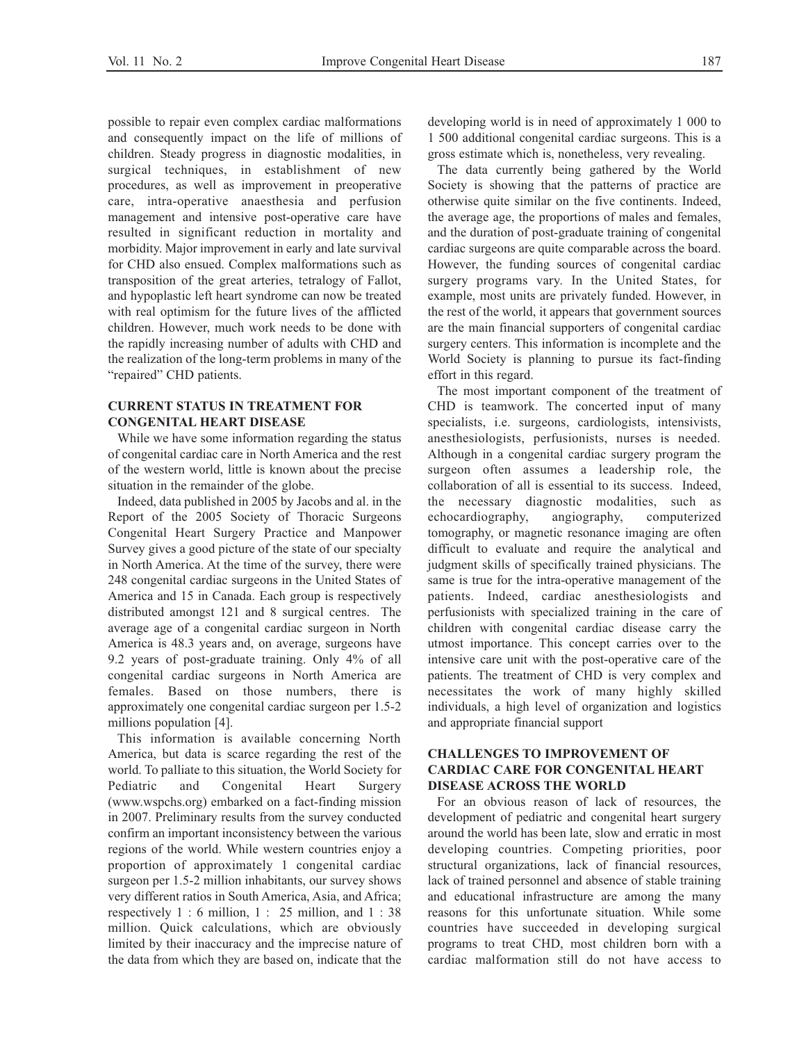possible to repair even complex cardiac malformations and consequently impact on the life of millions of children. Steady progress in diagnostic modalities, in surgical techniques, in establishment of new procedures, as well as improvement in preoperative care, intra-operative anaesthesia and perfusion management and intensive post-operative care have resulted in significant reduction in mortality and morbidity. Major improvement in early and late survival for CHD also ensued. Complex malformations such as transposition of the great arteries, tetralogy of Fallot, and hypoplastic left heart syndrome can now be treated with real optimism for the future lives of the afflicted children. However, much work needs to be done with the rapidly increasing number of adults with CHD and the realization of the long-term problems in many of the "repaired" CHD patients.

## CURRENT STATUS IN TREATMENT FOR CONGENITAL HEART DISEASE

While we have some information regarding the status of congenital cardiac care in North America and the rest of the western world, little is known about the precise situation in the remainder of the globe.

Indeed, data published in 2005 by Jacobs and al. in the Report of the 2005 Society of Thoracic Surgeons Congenital Heart Surgery Practice and Manpower Survey gives a good picture of the state of our specialty in North America. At the time of the survey, there were 248 congenital cardiac surgeons in the United States of America and 15 in Canada. Each group is respectively distributed amongst 121 and 8 surgical centres. The average age of a congenital cardiac surgeon in North America is 48.3 years and, on average, surgeons have 9.2 years of post-graduate training. Only 4% of all congenital cardiac surgeons in North America are females. Based on those numbers, there is approximately one congenital cardiac surgeon per 1.5-2 millions population [4].

This information is available concerning North America, but data is scarce regarding the rest of the world. To palliate to this situation, the World Society for Pediatric and Congenital Heart Surgery (www.wspchs.org) embarked on a fact-finding mission in 2007. Preliminary results from the survey conducted confirm an important inconsistency between the various regions of the world. While western countries enjoy a proportion of approximately 1 congenital cardiac surgeon per 1.5-2 million inhabitants, our survey shows very different ratios in South America, Asia, and Africa; respectively 1 : 6 million, 1 : 25 million, and 1 : 38 million. Quick calculations, which are obviously limited by their inaccuracy and the imprecise nature of the data from which they are based on, indicate that the developing world is in need of approximately 1 000 to 1 500 additional congenital cardiac surgeons. This is a gross estimate which is, nonetheless, very revealing.

The data currently being gathered by the World Society is showing that the patterns of practice are otherwise quite similar on the five continents. Indeed, the average age, the proportions of males and females, and the duration of post-graduate training of congenital cardiac surgeons are quite comparable across the board. However, the funding sources of congenital cardiac surgery programs vary. In the United States, for example, most units are privately funded. However, in the rest of the world, it appears that government sources are the main financial supporters of congenital cardiac surgery centers. This information is incomplete and the World Society is planning to pursue its fact-finding effort in this regard.

The most important component of the treatment of CHD is teamwork. The concerted input of many specialists, i.e. surgeons, cardiologists, intensivists, anesthesiologists, perfusionists, nurses is needed. Although in a congenital cardiac surgery program the surgeon often assumes a leadership role, the collaboration of all is essential to its success. Indeed, the necessary diagnostic modalities, such as echocardiography, angiography, computerized tomography, or magnetic resonance imaging are often difficult to evaluate and require the analytical and judgment skills of specifically trained physicians. The same is true for the intra-operative management of the patients. Indeed, cardiac anesthesiologists and perfusionists with specialized training in the care of children with congenital cardiac disease carry the utmost importance. This concept carries over to the intensive care unit with the post-operative care of the patients. The treatment of CHD is very complex and necessitates the work of many highly skilled individuals, a high level of organization and logistics and appropriate financial support

## CHALLENGES TO IMPROVEMENT OF CARDIAC CARE FOR CONGENITAL HEART DISEASE ACROSS THE WORLD

For an obvious reason of lack of resources, the development of pediatric and congenital heart surgery around the world has been late, slow and erratic in most developing countries. Competing priorities, poor structural organizations, lack of financial resources, lack of trained personnel and absence of stable training and educational infrastructure are among the many reasons for this unfortunate situation. While some countries have succeeded in developing surgical programs to treat CHD, most children born with a cardiac malformation still do not have access to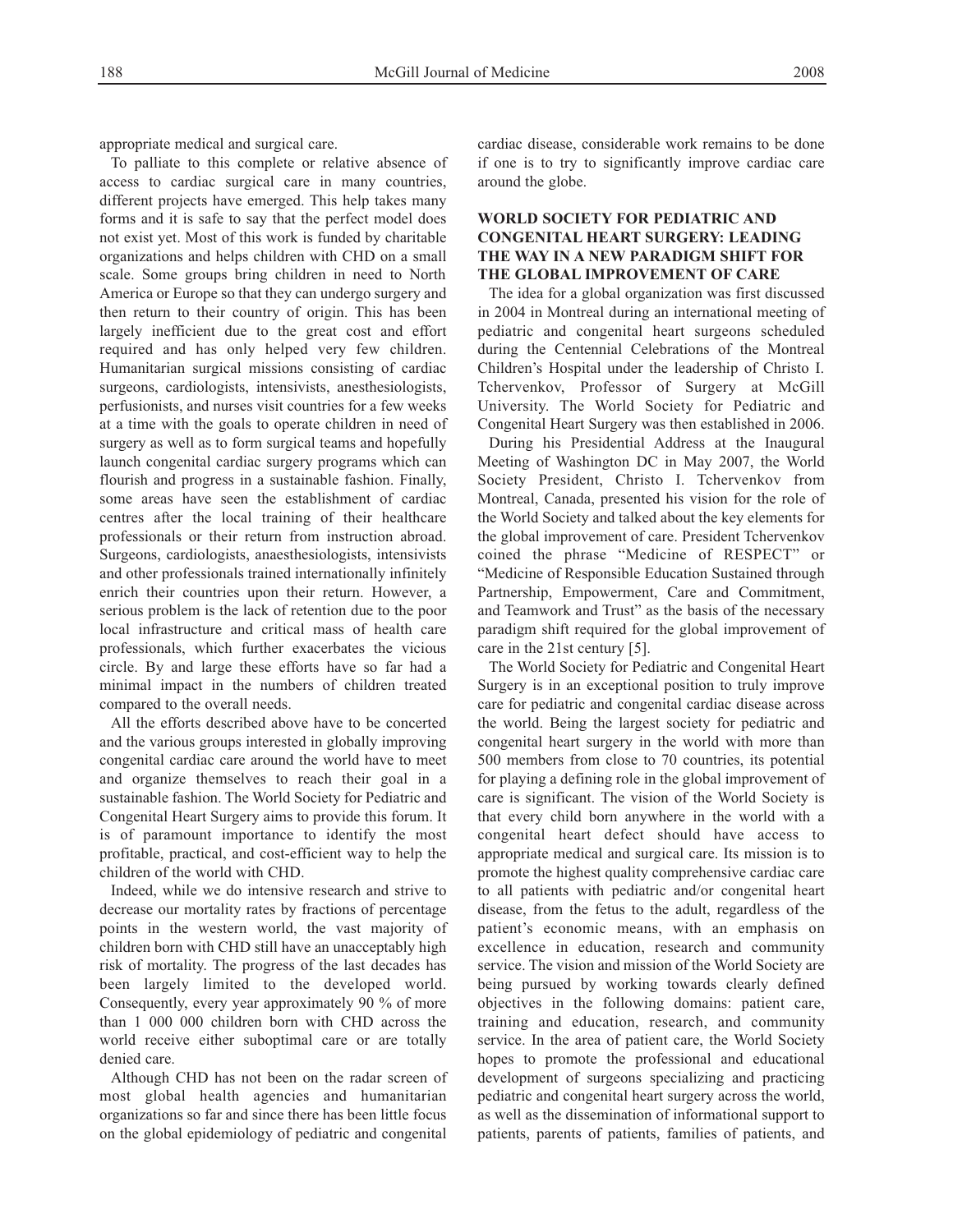appropriate medical and surgical care.

To palliate to this complete or relative absence of access to cardiac surgical care in many countries, different projects have emerged. This help takes many forms and it is safe to say that the perfect model does not exist yet. Most of this work is funded by charitable organizations and helps children with CHD on a small scale. Some groups bring children in need to North America or Europe so that they can undergo surgery and then return to their country of origin. This has been largely inefficient due to the great cost and effort required and has only helped very few children. Humanitarian surgical missions consisting of cardiac surgeons, cardiologists, intensivists, anesthesiologists, perfusionists, and nurses visit countries for a few weeks at a time with the goals to operate children in need of surgery as well as to form surgical teams and hopefully launch congenital cardiac surgery programs which can flourish and progress in a sustainable fashion. Finally, some areas have seen the establishment of cardiac centres after the local training of their healthcare professionals or their return from instruction abroad. Surgeons, cardiologists, anaesthesiologists, intensivists and other professionals trained internationally infinitely enrich their countries upon their return. However, a serious problem is the lack of retention due to the poor local infrastructure and critical mass of health care professionals, which further exacerbates the vicious circle. By and large these efforts have so far had a minimal impact in the numbers of children treated compared to the overall needs.

All the efforts described above have to be concerted and the various groups interested in globally improving congenital cardiac care around the world have to meet and organize themselves to reach their goal in a sustainable fashion. The World Society for Pediatric and Congenital Heart Surgery aims to provide this forum. It is of paramount importance to identify the most profitable, practical, and cost-efficient way to help the children of the world with CHD.

Indeed, while we do intensive research and strive to decrease our mortality rates by fractions of percentage points in the western world, the vast majority of children born with CHD still have an unacceptably high risk of mortality. The progress of the last decades has been largely limited to the developed world. Consequently, every year approximately 90 % of more than 1 000 000 children born with CHD across the world receive either suboptimal care or are totally denied care.

Although CHD has not been on the radar screen of most global health agencies and humanitarian organizations so far and since there has been little focus on the global epidemiology of pediatric and congenital cardiac disease, considerable work remains to be done if one is to try to significantly improve cardiac care around the globe.

## WORLD SOCIETY FOR PEDIATRIC AND CONGENITAL HEART SURGERY: LEADING THE WAY IN A NEW PARADIGM SHIFT FOR THE GLOBAL IMPROVEMENT OF CARE

The idea for a global organization was first discussed in 2004 in Montreal during an international meeting of pediatric and congenital heart surgeons scheduled during the Centennial Celebrations of the Montreal Children's Hospital under the leadership of Christo I. Tchervenkov, Professor of Surgery at McGill University. The World Society for Pediatric and Congenital Heart Surgery was then established in 2006.

During his Presidential Address at the Inaugural Meeting of Washington DC in May 2007, the World Society President, Christo I. Tchervenkov from Montreal, Canada, presented his vision for the role of the World Society and talked about the key elements for the global improvement of care. President Tchervenkov coined the phrase "Medicine of RESPECT" or "Medicine of Responsible Education Sustained through Partnership, Empowerment, Care and Commitment, and Teamwork and Trust" as the basis of the necessary paradigm shift required for the global improvement of care in the 21st century [5].

The World Society for Pediatric and Congenital Heart Surgery is in an exceptional position to truly improve care for pediatric and congenital cardiac disease across the world. Being the largest society for pediatric and congenital heart surgery in the world with more than 500 members from close to 70 countries, its potential for playing a defining role in the global improvement of care is significant. The vision of the World Society is that every child born anywhere in the world with a congenital heart defect should have access to appropriate medical and surgical care. Its mission is to promote the highest quality comprehensive cardiac care to all patients with pediatric and/or congenital heart disease, from the fetus to the adult, regardless of the patient's economic means, with an emphasis on excellence in education, research and community service. The vision and mission of the World Society are being pursued by working towards clearly defined objectives in the following domains: patient care, training and education, research, and community service. In the area of patient care, the World Society hopes to promote the professional and educational development of surgeons specializing and practicing pediatric and congenital heart surgery across the world, as well as the dissemination of informational support to patients, parents of patients, families of patients, and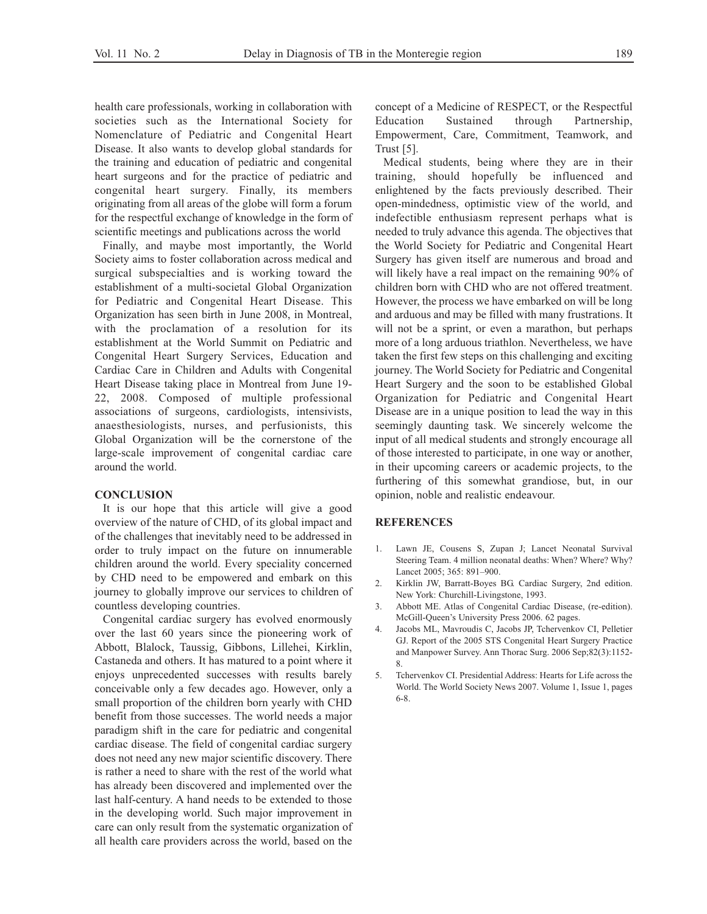health care professionals, working in collaboration with societies such as the International Society for Nomenclature of Pediatric and Congenital Heart Disease. It also wants to develop global standards for the training and education of pediatric and congenital heart surgeons and for the practice of pediatric and congenital heart surgery. Finally, its members originating from all areas of the globe will form a forum for the respectful exchange of knowledge in the form of scientific meetings and publications across the world

Finally, and maybe most importantly, the World Society aims to foster collaboration across medical and surgical subspecialties and is working toward the establishment of a multi-societal Global Organization for Pediatric and Congenital Heart Disease. This Organization has seen birth in June 2008, in Montreal, with the proclamation of a resolution for its establishment at the World Summit on Pediatric and Congenital Heart Surgery Services, Education and Cardiac Care in Children and Adults with Congenital Heart Disease taking place in Montreal from June 19-22, 2008. Composed of multiple professional associations of surgeons, cardiologists, intensivists, anaesthesiologists, nurses, and perfusionists, this Global Organization will be the cornerstone of the large-scale improvement of congenital cardiac care around the world.

## CONCLUSION

It is our hope that this article will give a good overview of the nature of CHD, of its global impact and of the challenges that inevitably need to be addressed in order to truly impact on the future on innumerable children around the world. Every speciality concerned by CHD need to be empowered and embark on this journey to globally improve our services to children of countless developing countries.

Congenital cardiac surgery has evolved enormously over the last 60 years since the pioneering work of Abbott, Blalock, Taussig, Gibbons, Lillehei, Kirklin, Castaneda and others. It has matured to a point where it enjoys unprecedented successes with results barely conceivable only a few decades ago. However, only a small proportion of the children born yearly with CHD benefit from those successes. The world needs a major paradigm shift in the care for pediatric and congenital cardiac disease. The field of congenital cardiac surgery does not need any new major scientific discovery. There is rather a need to share with the rest of the world what has already been discovered and implemented over the last half-century. A hand needs to be extended to those in the developing world. Such major improvement in care can only result from the systematic organization of all health care providers across the world, based on the concept of a Medicine of RESPECT, or the Respectful Education Sustained through Partnership, Empowerment, Care, Commitment, Teamwork, and Trust [5].

Medical students, being where they are in their training, should hopefully be influenced and enlightened by the facts previously described. Their open-mindedness, optimistic view of the world, and indefectible enthusiasm represent perhaps what is needed to truly advance this agenda. The objectives that the World Society for Pediatric and Congenital Heart Surgery has given itself are numerous and broad and will likely have a real impact on the remaining 90% of children born with CHD who are not offered treatment. However, the process we have embarked on will be long and arduous and may be filled with many frustrations. It will not be a sprint, or even a marathon, but perhaps more of a long arduous triathlon. Nevertheless, we have taken the first few steps on this challenging and exciting journey. The World Society for Pediatric and Congenital Heart Surgery and the soon to be established Global Organization for Pediatric and Congenital Heart Disease are in a unique position to lead the way in this seemingly daunting task. We sincerely welcome the input of all medical students and strongly encourage all of those interested to participate, in one way or another, in their upcoming careers or academic projects, to the furthering of this somewhat grandiose, but, in our opinion, noble and realistic endeavour.

## REFERENCES

1. Lawn JE, Cousens S, Zupan J; Lancet Neonatal Survival Steering Team. 4 million neonatal deaths: When? Where? Why? Lancet 2005; 365: 891–900.
2. Kirklin JW, Barratt-Boyes BG. Cardiac Surgery, 2nd edition. New York: Churchill-Livingstone, 1993.
3. Abbott ME. Atlas of Congenital Cardiac Disease, (re-edition). McGill-Queen's University Press 2006. 62 pages.
4. Jacobs ML, Mavroudis C, Jacobs JP, Tchervenkov CI, Pelletier GJ. Report of the 2005 STS Congenital Heart Surgery Practice and Manpower Survey. Ann Thorac Surg. 2006 Sep;82(3):1152-8.
5. Tchervenkov CI. Presidential Address: Hearts for Life across the World. The World Society News 2007. Volume 1, Issue 1, pages 6-8.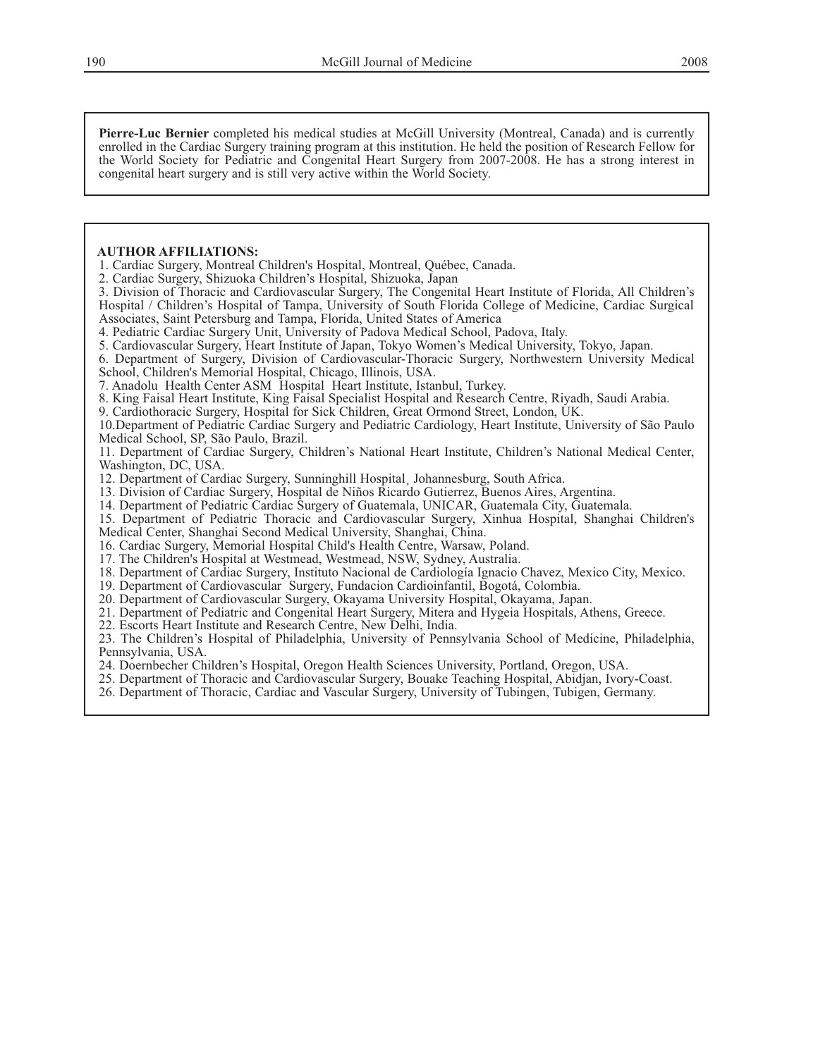**Pierre-Luc Bernier** completed his medical studies at McGill University (Montreal, Canada) and is currently enrolled in the Cardiac Surgery training program at this institution. He held the position of Research Fellow for the World Society for Pediatric and Congenital Heart Surgery from 2007-2008. He has a strong interest in congenital heart surgery and is still very active within the World Society.

**AUTHOR AFFILIATIONS:**

1. Cardiac Surgery, Montreal Children's Hospital, Montreal, Québec, Canada.
2. Cardiac Surgery, Shizuoka Children's Hospital, Shizuoka, Japan
3. Division of Thoracic and Cardiovascular Surgery, The Congenital Heart Institute of Florida, All Children's Hospital / Children's Hospital of Tampa, University of South Florida College of Medicine, Cardiac Surgical Associates, Saint Petersburg and Tampa, Florida, United States of America
4. Pediatric Cardiac Surgery Unit, University of Padova Medical School, Padova, Italy.
5. Cardiovascular Surgery, Heart Institute of Japan, Tokyo Women's Medical University, Tokyo, Japan.
6. Department of Surgery, Division of Cardiovascular-Thoracic Surgery, Northwestern University Medical School, Children's Memorial Hospital, Chicago, Illinois, USA.
7. Anadolu Health Center ASM Hospital Heart Institute, Istanbul, Turkey.
8. King Faisal Heart Institute, King Faisal Specialist Hospital and Research Centre, Riyadh, Saudi Arabia.
9. Cardiothoracic Surgery, Hospital for Sick Children, Great Ormond Street, London, UK.
10. Department of Pediatric Cardiac Surgery and Pediatric Cardiology, Heart Institute, University of São Paulo Medical School, SP, São Paulo, Brazil.
11. Department of Cardiac Surgery, Children's National Heart Institute, Children's National Medical Center, Washington, DC, USA.
12. Department of Cardiac Surgery, Sunninghill Hospital¸ Johannesburg, South Africa.
13. Division of Cardiac Surgery, Hospital de Niños Ricardo Gutierrez, Buenos Aires, Argentina.
14. Department of Pediatric Cardiac Surgery of Guatemala, UNICAR, Guatemala City, Guatemala.
15. Department of Pediatric Thoracic and Cardiovascular Surgery, Xinhua Hospital, Shanghai Children's Medical Center, Shanghai Second Medical University, Shanghai, China.
16. Cardiac Surgery, Memorial Hospital Child's Health Centre, Warsaw, Poland.
17. The Children's Hospital at Westmead, Westmead, NSW, Sydney, Australia.
18. Department of Cardiac Surgery, Instituto Nacional de Cardiología Ignacio Chavez, Mexico City, Mexico.
19. Department of Cardiovascular Surgery, Fundacion Cardioinfantil, Bogotá, Colombia.
20. Department of Cardiovascular Surgery, Okayama University Hospital, Okayama, Japan.
21. Department of Pediatric and Congenital Heart Surgery, Mitera and Hygeia Hospitals, Athens, Greece.
22. Escorts Heart Institute and Research Centre, New Delhi, India.
23. The Children's Hospital of Philadelphia, University of Pennsylvania School of Medicine, Philadelphia, Pennsylvania, USA.
24. Doernbecher Children's Hospital, Oregon Health Sciences University, Portland, Oregon, USA.
25. Department of Thoracic and Cardiovascular Surgery, Bouake Teaching Hospital, Abidjan, Ivory-Coast.
26. Department of Thoracic, Cardiac and Vascular Surgery, University of Tubingen, Tubigen, Germany.